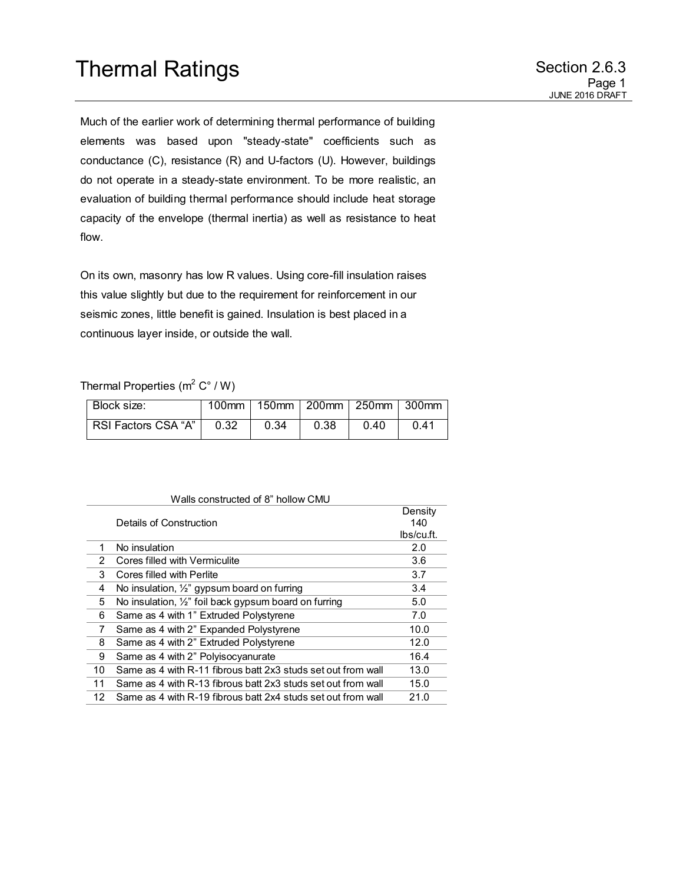# Thermal Ratings

Much of the earlier work of determining thermal performance of building elements was based upon "steady-state" coefficients such as conductance (C), resistance (R) and U-factors (U). However, buildings do not operate in a steady-state environment. To be more realistic, an evaluation of building thermal performance should include heat storage capacity of the envelope (thermal inertia) as well as resistance to heat flow.

On its own, masonry has low R values. Using core-fill insulation raises this value slightly but due to the requirement for reinforcement in our seismic zones, little benefit is gained. Insulation is best placed in a continuous layer inside, or outside the wall.

Thermal Properties ($m^2$ C° / W)

| Block size: | 100mm | 150mm | 200mm | 250mm | 300mm |
|---|---|---|---|---|---|
| RSI Factors CSA "A" | 0.32 | 0.34 | 0.38 | 0.40 | 0.41 |

Walls constructed of 8" hollow CMU

| | Details of Construction | Density 140 lbs/cu.ft. |
|---|---|---|
| 1 | No insulation | 2.0 |
| 2 | Cores filled with Vermiculite | 3.6 |
| 3 | Cores filled with Perlite | 3.7 |
| 4 | No insulation, ½" gypsum board on furring | 3.4 |
| 5 | No insulation, ½" foil back gypsum board on furring | 5.0 |
| 6 | Same as 4 with 1" Extruded Polystyrene | 7.0 |
| 7 | Same as 4 with 2" Expanded Polystyrene | 10.0 |
| 8 | Same as 4 with 2" Extruded Polystyrene | 12.0 |
| 9 | Same as 4 with 2" Polyisocyanurate | 16.4 |
| 10 | Same as 4 with R-11 fibrous batt 2x3 studs set out from wall | 13.0 |
| 11 | Same as 4 with R-13 fibrous batt 2x3 studs set out from wall | 15.0 |
| 12 | Same as 4 with R-19 fibrous batt 2x4 studs set out from wall | 21.0 |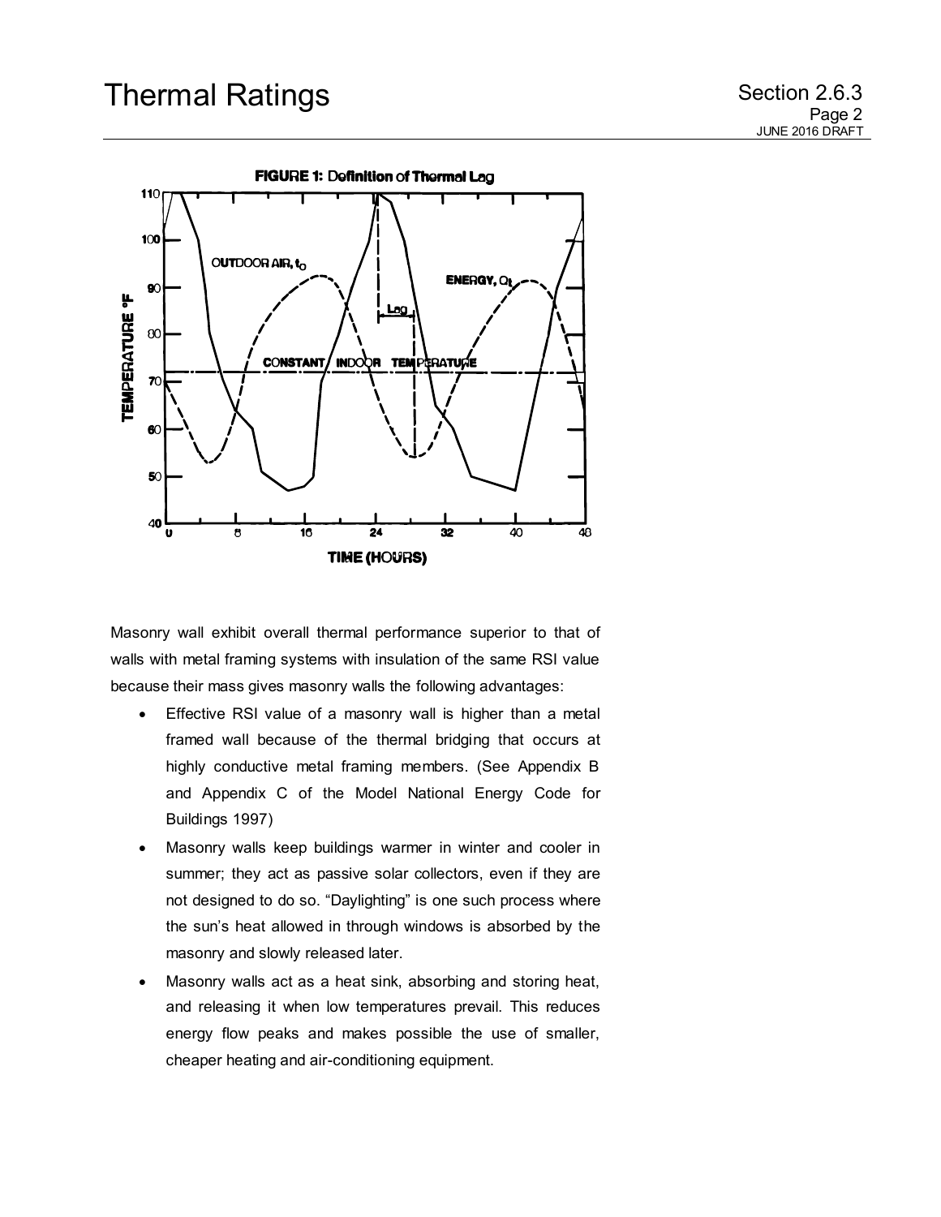**FIGURE 1: Definition of Thermal Lag**

Masonry wall exhibit overall thermal performance superior to that of walls with metal framing systems with insulation of the same RSI value because their mass gives masonry walls the following advantages:

- Effective RSI value of a masonry wall is higher than a metal framed wall because of the thermal bridging that occurs at highly conductive metal framing members. (See Appendix B and Appendix C of the Model National Energy Code for Buildings 1997)
- Masonry walls keep buildings warmer in winter and cooler in summer; they act as passive solar collectors, even if they are not designed to do so. "Daylighting" is one such process where the sun's heat allowed in through windows is absorbed by the masonry and slowly released later.
- Masonry walls act as a heat sink, absorbing and storing heat, and releasing it when low temperatures prevail. This reduces energy flow peaks and makes possible the use of smaller, cheaper heating and air-conditioning equipment.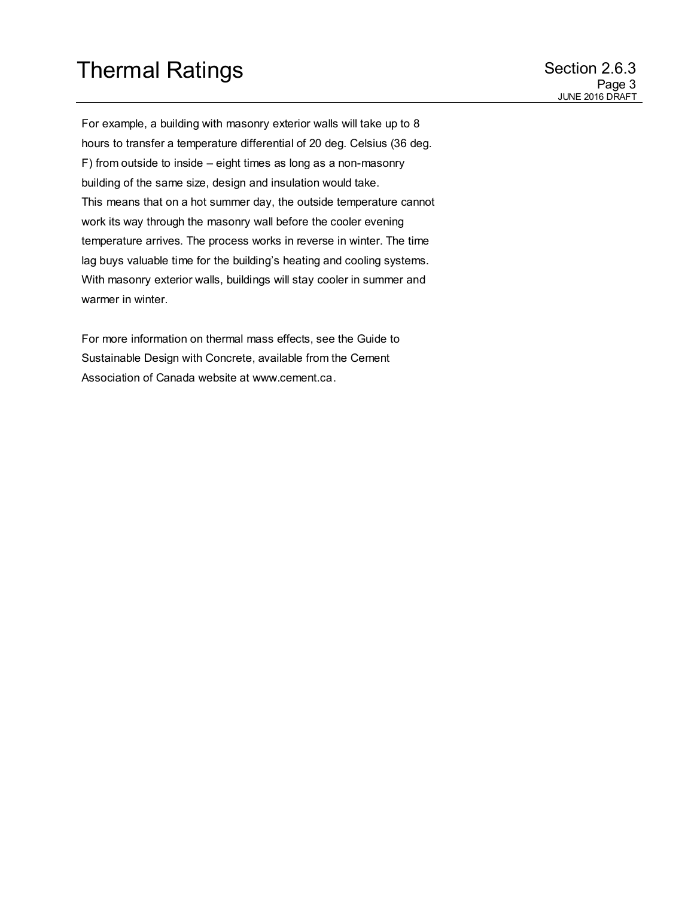For example, a building with masonry exterior walls will take up to 8 hours to transfer a temperature differential of 20 deg. Celsius (36 deg. F) from outside to inside – eight times as long as a non-masonry building of the same size, design and insulation would take. This means that on a hot summer day, the outside temperature cannot work its way through the masonry wall before the cooler evening temperature arrives. The process works in reverse in winter. The time lag buys valuable time for the building's heating and cooling systems. With masonry exterior walls, buildings will stay cooler in summer and warmer in winter.

For more information on thermal mass effects, see the Guide to Sustainable Design with Concrete, available from the Cement Association of Canada website at www.cement.ca.